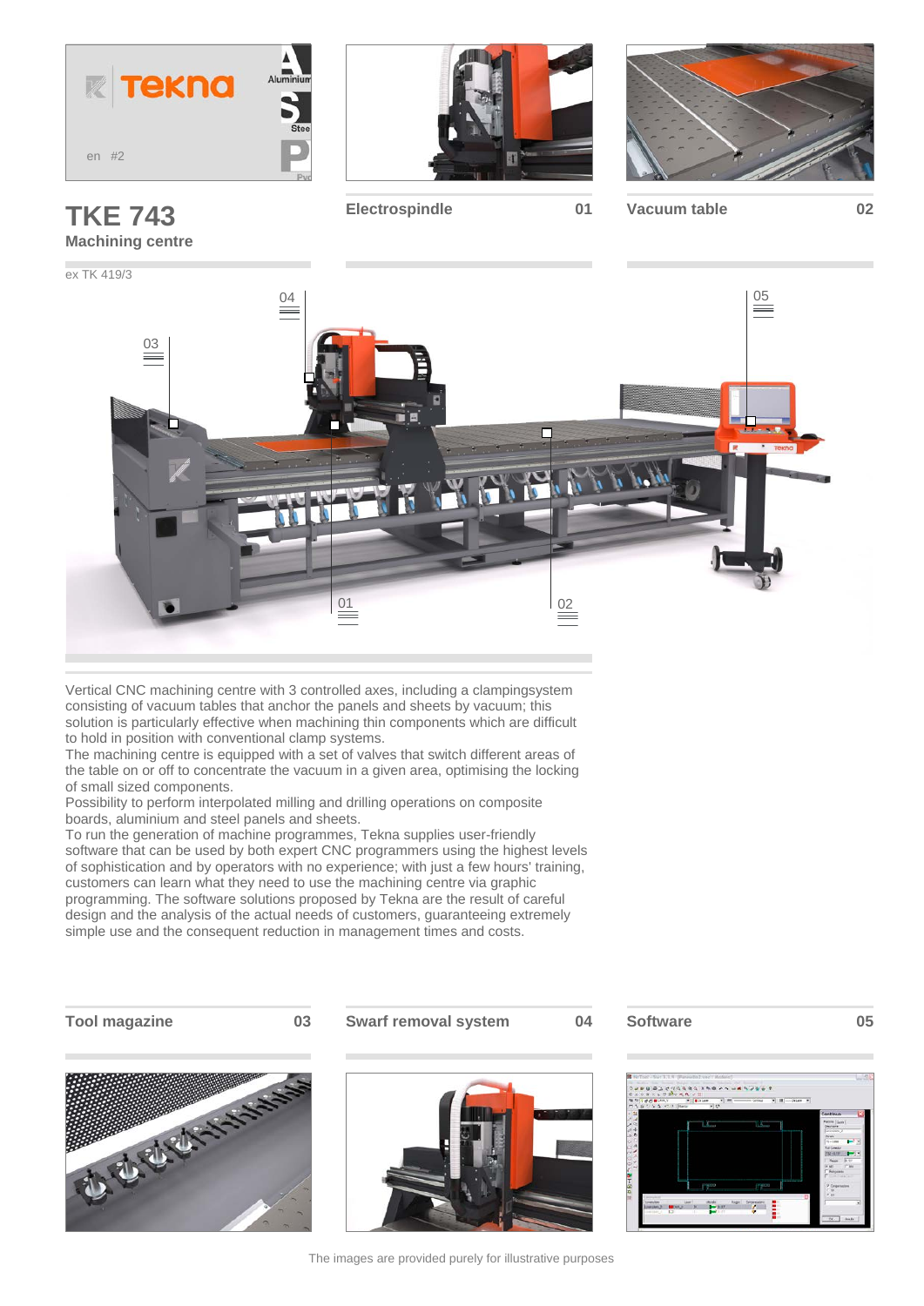Tekna

en #2

Aluminium
Steel
Pvc

# TKE 743

## Machining centre

ex TK 419/3

**Electrospindle** 01

**Vacuum table** 02

Vertical CNC machining centre with 3 controlled axes, including a clampingsystem consisting of vacuum tables that anchor the panels and sheets by vacuum; this solution is particularly effective when machining thin components which are difficult to hold in position with conventional clamp systems.
The machining centre is equipped with a set of valves that switch different areas of the table on or off to concentrate the vacuum in a given area, optimising the locking of small sized components.
Possibility to perform interpolated milling and drilling operations on composite boards, aluminium and steel panels and sheets.
To run the generation of machine programmes, Tekna supplies user-friendly software that can be used by both expert CNC programmers using the highest levels of sophistication and by operators with no experience; with just a few hours' training, customers can learn what they need to use the machining centre via graphic programming. The software solutions proposed by Tekna are the result of careful design and the analysis of the actual needs of customers, guaranteeing extremely simple use and the consequent reduction in management times and costs.

**Tool magazine** 03

**Swarf removal system** 04

**Software** 05

The images are provided purely for illustrative purposes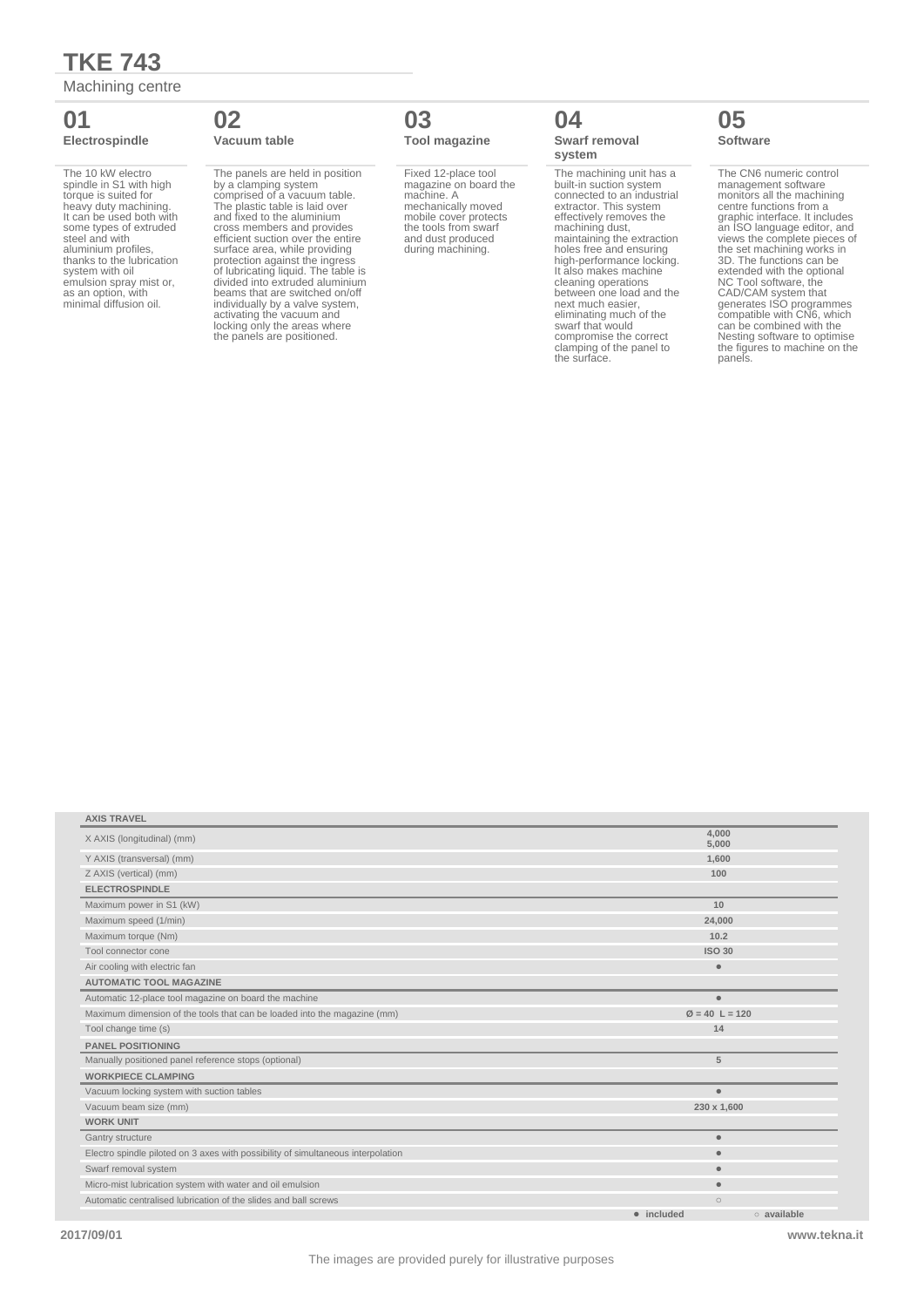# TKE 743

Machining centre

## 01
### Electrospindle

The 10 kW electro spindle in S1 with high torque is suited for heavy duty machining. It can be used both with some types of extruded steel and with aluminium profiles, thanks to the lubrication system with oil emulsion spray mist or, as an option, with minimal diffusion oil.

## 02
### Vacuum table

The panels are held in position by a clamping system comprised of a vacuum table. The plastic table is laid over and fixed to the aluminium cross members and provides efficient suction over the entire surface area, while providing protection against the ingress of lubricating liquid. The table is divided into extruded aluminium beams that are switched on/off individually by a valve system, activating the vacuum and locking only the areas where the panels are positioned.

## 03
### Tool magazine

Fixed 12-place tool magazine on board the machine. A mechanically moved mobile cover protects the tools from swarf and dust produced during machining.

## 04
### Swarf removal system

The machining unit has a built-in suction system connected to an industrial extractor. This system effectively removes the machining dust, maintaining the extraction holes free and ensuring high-performance locking. It also makes machine cleaning operations between one load and the next much easier, eliminating much of the swarf that would compromise the correct clamping of the panel to the surface.

## 05
### Software

The CN6 numeric control management software monitors all the machining centre functions from a graphic interface. It includes an ISO language editor, and views the complete pieces of the set machining works in 3D. The functions can be extended with the optional NC Tool software, the CAD/CAM system that generates ISO programmes compatible with CN6, which can be combined with the Nesting software to optimise the figures to machine on the panels.

| | |
|---|---|
| **AXIS TRAVEL** | |
| X AXIS (longitudinal) (mm) | **4,000**<br>**5,000** |
| Y AXIS (transversal) (mm) | **1,600** |
| Z AXIS (vertical) (mm) | **100** |
| **ELECTROSPINDLE** | |
| Maximum power in S1 (kW) | **10** |
| Maximum speed (1/min) | **24,000** |
| Maximum torque (Nm) | **10.2** |
| Tool connector cone | **ISO 30** |
| Air cooling with electric fan | ● |
| **AUTOMATIC TOOL MAGAZINE** | |
| Automatic 12-place tool magazine on board the machine | ● |
| Maximum dimension of the tools that can be loaded into the magazine (mm) | **Ø = 40 L = 120** |
| Tool change time (s) | **14** |
| **PANEL POSITIONING** | |
| Manually positioned panel reference stops (optional) | **5** |
| **WORKPIECE CLAMPING** | |
| Vacuum locking system with suction tables | ● |
| Vacuum beam size (mm) | **230 x 1,600** |
| **WORK UNIT** | |
| Gantry structure | ● |
| Electro spindle piloted on 3 axes with possibility of simultaneous interpolation | ● |
| Swarf removal system | ● |
| Micro-mist lubrication system with water and oil emulsion | ● |
| Automatic centralised lubrication of the slides and ball screws | ○ |

● included ○ available

2017/09/01

www.tekna.it

The images are provided purely for illustrative purposes